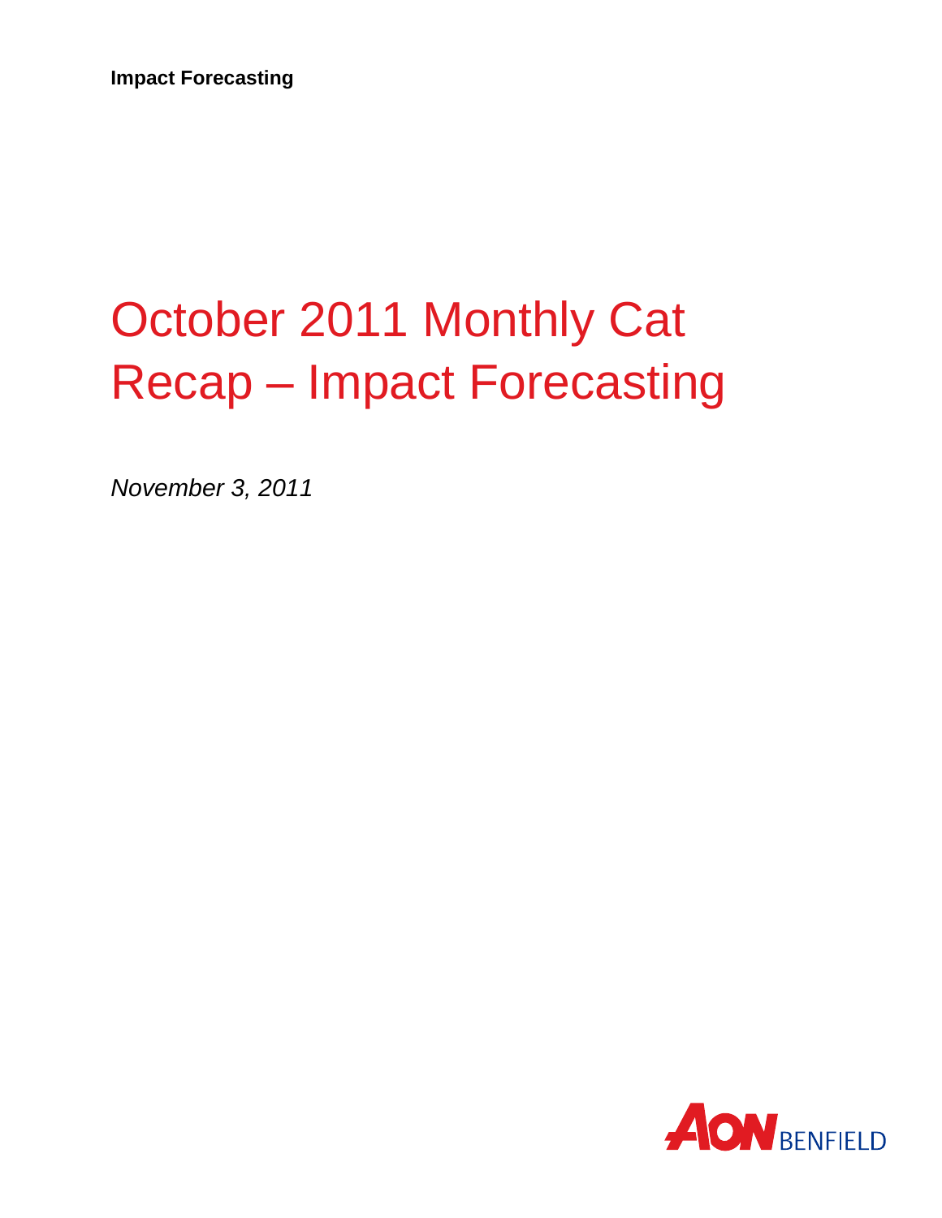**Impact Forecasting**

# October 2011 Monthly Cat Recap – Impact Forecasting

*November 3, 2011*

AON BENFIELD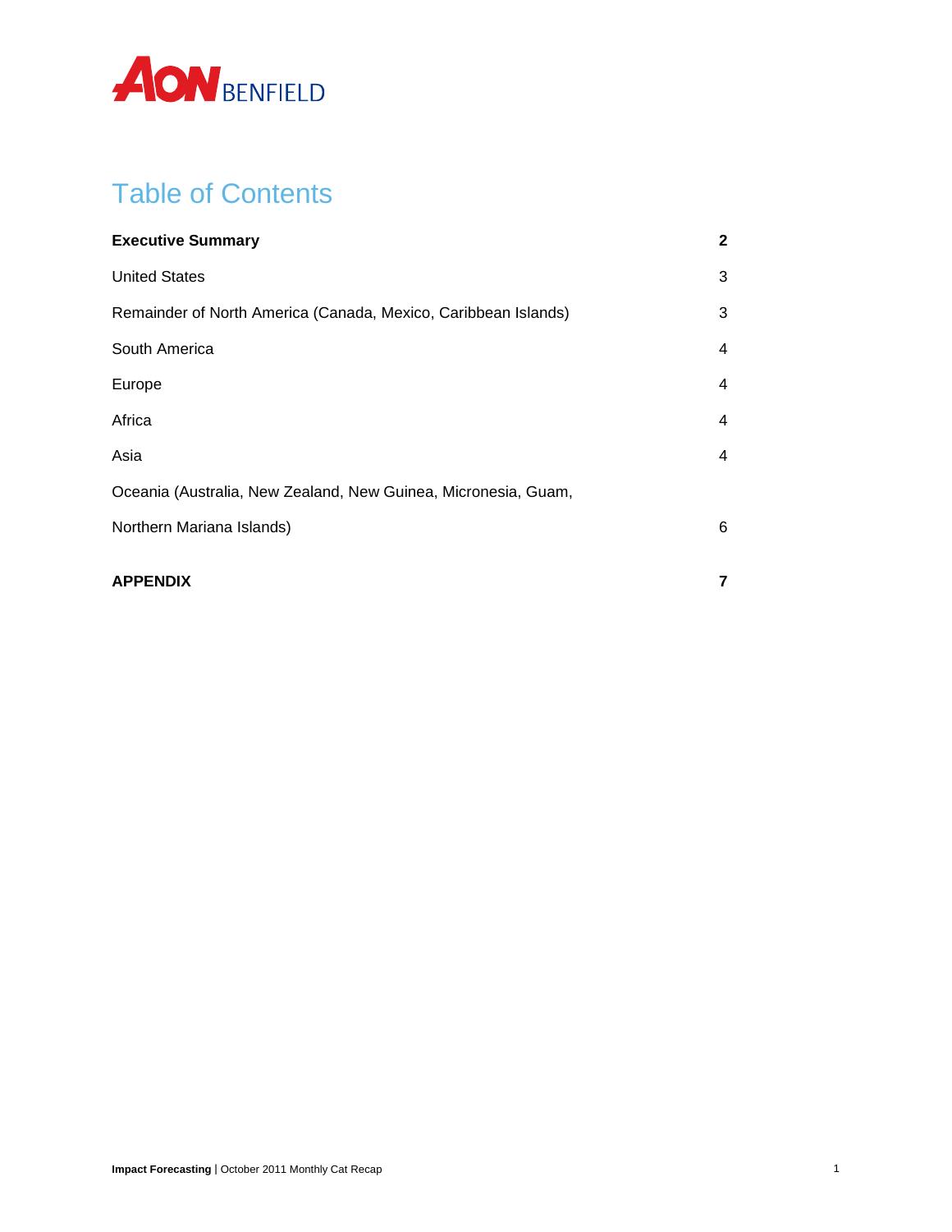# Table of Contents

| | |
|---|---|
| **Executive Summary** | **2** |
| United States | 3 |
| Remainder of North America (Canada, Mexico, Caribbean Islands) | 3 |
| South America | 4 |
| Europe | 4 |
| Africa | 4 |
| Asia | 4 |
| Oceania (Australia, New Zealand, New Guinea, Micronesia, Guam, Northern Mariana Islands) | 6 |
| **APPENDIX** | **7** |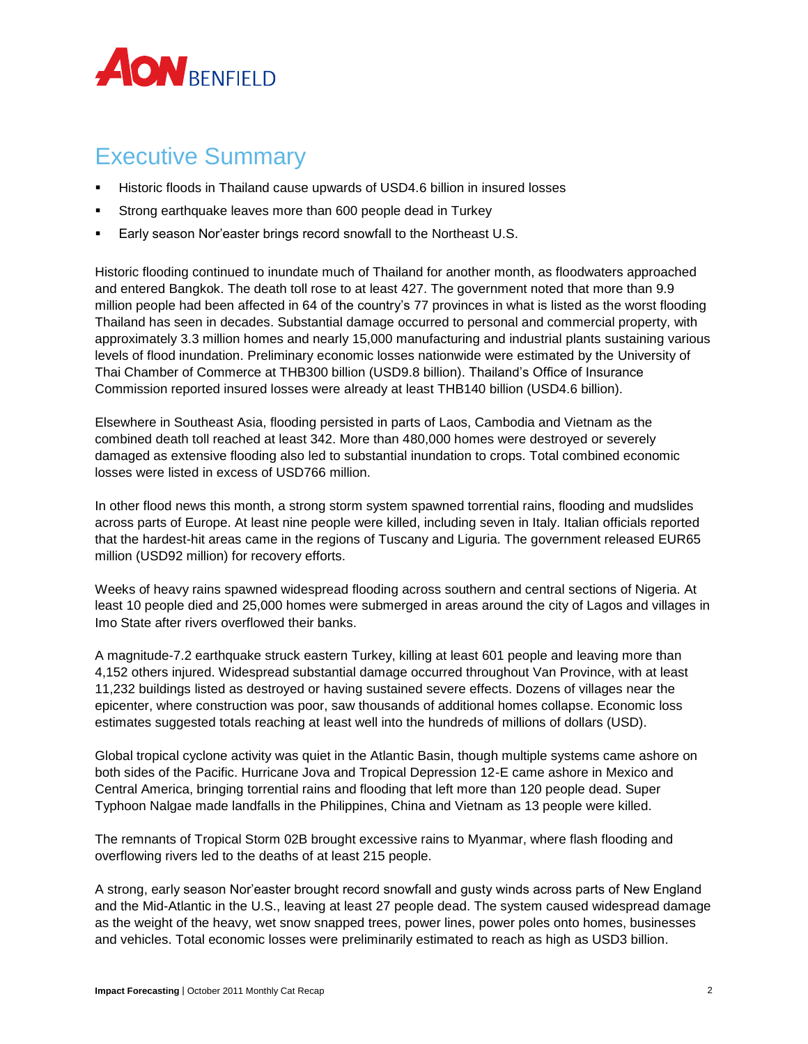# Executive Summary

- Historic floods in Thailand cause upwards of USD4.6 billion in insured losses
- Strong earthquake leaves more than 600 people dead in Turkey
- Early season Nor'easter brings record snowfall to the Northeast U.S.

Historic flooding continued to inundate much of Thailand for another month, as floodwaters approached and entered Bangkok. The death toll rose to at least 427. The government noted that more than 9.9 million people had been affected in 64 of the country's 77 provinces in what is listed as the worst flooding Thailand has seen in decades. Substantial damage occurred to personal and commercial property, with approximately 3.3 million homes and nearly 15,000 manufacturing and industrial plants sustaining various levels of flood inundation. Preliminary economic losses nationwide were estimated by the University of Thai Chamber of Commerce at THB300 billion (USD9.8 billion). Thailand's Office of Insurance Commission reported insured losses were already at least THB140 billion (USD4.6 billion).

Elsewhere in Southeast Asia, flooding persisted in parts of Laos, Cambodia and Vietnam as the combined death toll reached at least 342. More than 480,000 homes were destroyed or severely damaged as extensive flooding also led to substantial inundation to crops. Total combined economic losses were listed in excess of USD766 million.

In other flood news this month, a strong storm system spawned torrential rains, flooding and mudslides across parts of Europe. At least nine people were killed, including seven in Italy. Italian officials reported that the hardest-hit areas came in the regions of Tuscany and Liguria. The government released EUR65 million (USD92 million) for recovery efforts.

Weeks of heavy rains spawned widespread flooding across southern and central sections of Nigeria. At least 10 people died and 25,000 homes were submerged in areas around the city of Lagos and villages in Imo State after rivers overflowed their banks.

A magnitude-7.2 earthquake struck eastern Turkey, killing at least 601 people and leaving more than 4,152 others injured. Widespread substantial damage occurred throughout Van Province, with at least 11,232 buildings listed as destroyed or having sustained severe effects. Dozens of villages near the epicenter, where construction was poor, saw thousands of additional homes collapse. Economic loss estimates suggested totals reaching at least well into the hundreds of millions of dollars (USD).

Global tropical cyclone activity was quiet in the Atlantic Basin, though multiple systems came ashore on both sides of the Pacific. Hurricane Jova and Tropical Depression 12-E came ashore in Mexico and Central America, bringing torrential rains and flooding that left more than 120 people dead. Super Typhoon Nalgae made landfalls in the Philippines, China and Vietnam as 13 people were killed.

The remnants of Tropical Storm 02B brought excessive rains to Myanmar, where flash flooding and overflowing rivers led to the deaths of at least 215 people.

A strong, early season Nor'easter brought record snowfall and gusty winds across parts of New England and the Mid-Atlantic in the U.S., leaving at least 27 people dead. The system caused widespread damage as the weight of the heavy, wet snow snapped trees, power lines, power poles onto homes, businesses and vehicles. Total economic losses were preliminarily estimated to reach as high as USD3 billion.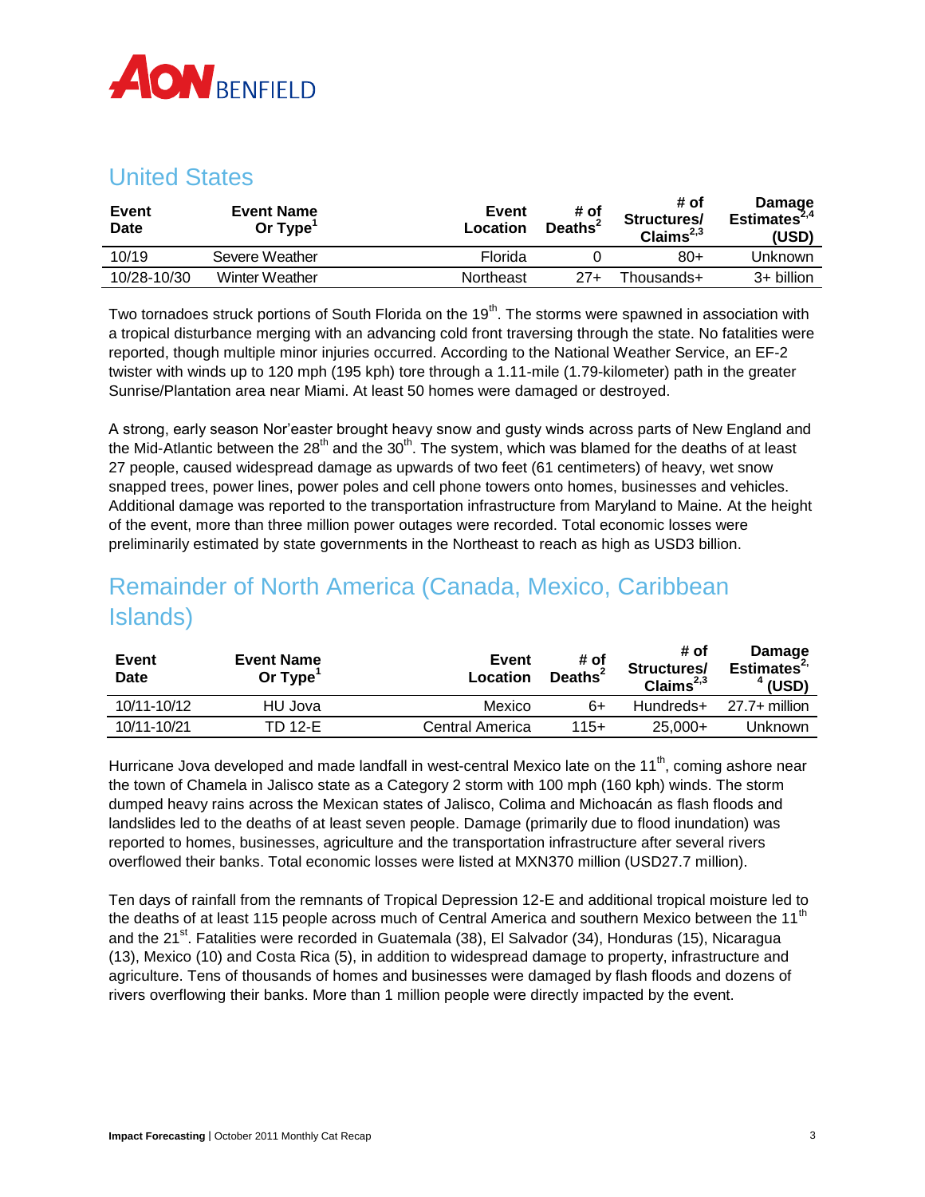## United States

| Event Date | Event Name Or Type[1] | Event Location | # of Deaths[2] | # of Structures/ Claims[2,3] | Damage Estimates[2,4] (USD) |
|---|---|---|---|---|---|
| 10/19 | Severe Weather | Florida | 0 | 80+ | Unknown |
| 10/28-10/30 | Winter Weather | Northeast | 27+ | Thousands+ | 3+ billion |

Two tornadoes struck portions of South Florida on the 19th. The storms were spawned in association with a tropical disturbance merging with an advancing cold front traversing through the state. No fatalities were reported, though multiple minor injuries occurred. According to the National Weather Service, an EF-2 twister with winds up to 120 mph (195 kph) tore through a 1.11-mile (1.79-kilometer) path in the greater Sunrise/Plantation area near Miami. At least 50 homes were damaged or destroyed.

A strong, early season Nor'easter brought heavy snow and gusty winds across parts of New England and the Mid-Atlantic between the 28th and the 30th. The system, which was blamed for the deaths of at least 27 people, caused widespread damage as upwards of two feet (61 centimeters) of heavy, wet snow snapped trees, power lines, power poles and cell phone towers onto homes, businesses and vehicles. Additional damage was reported to the transportation infrastructure from Maryland to Maine. At the height of the event, more than three million power outages were recorded. Total economic losses were preliminarily estimated by state governments in the Northeast to reach as high as USD3 billion.

## Remainder of North America (Canada, Mexico, Caribbean Islands)

| Event Date | Event Name Or Type[1] | Event Location | # of Deaths[2] | # of Structures/ Claims[2,3] | Damage Estimates[2,4] (USD) |
|---|---|---|---|---|---|
| 10/11-10/12 | HU Jova | Mexico | 6+ | Hundreds+ | 27.7+ million |
| 10/11-10/21 | TD 12-E | Central America | 115+ | 25,000+ | Unknown |

Hurricane Jova developed and made landfall in west-central Mexico late on the 11th, coming ashore near the town of Chamela in Jalisco state as a Category 2 storm with 100 mph (160 kph) winds. The storm dumped heavy rains across the Mexican states of Jalisco, Colima and Michoacán as flash floods and landslides led to the deaths of at least seven people. Damage (primarily due to flood inundation) was reported to homes, businesses, agriculture and the transportation infrastructure after several rivers overflowed their banks. Total economic losses were listed at MXN370 million (USD27.7 million).

Ten days of rainfall from the remnants of Tropical Depression 12-E and additional tropical moisture led to the deaths of at least 115 people across much of Central America and southern Mexico between the 11th and the 21st. Fatalities were recorded in Guatemala (38), El Salvador (34), Honduras (15), Nicaragua (13), Mexico (10) and Costa Rica (5), in addition to widespread damage to property, infrastructure and agriculture. Tens of thousands of homes and businesses were damaged by flash floods and dozens of rivers overflowing their banks. More than 1 million people were directly impacted by the event.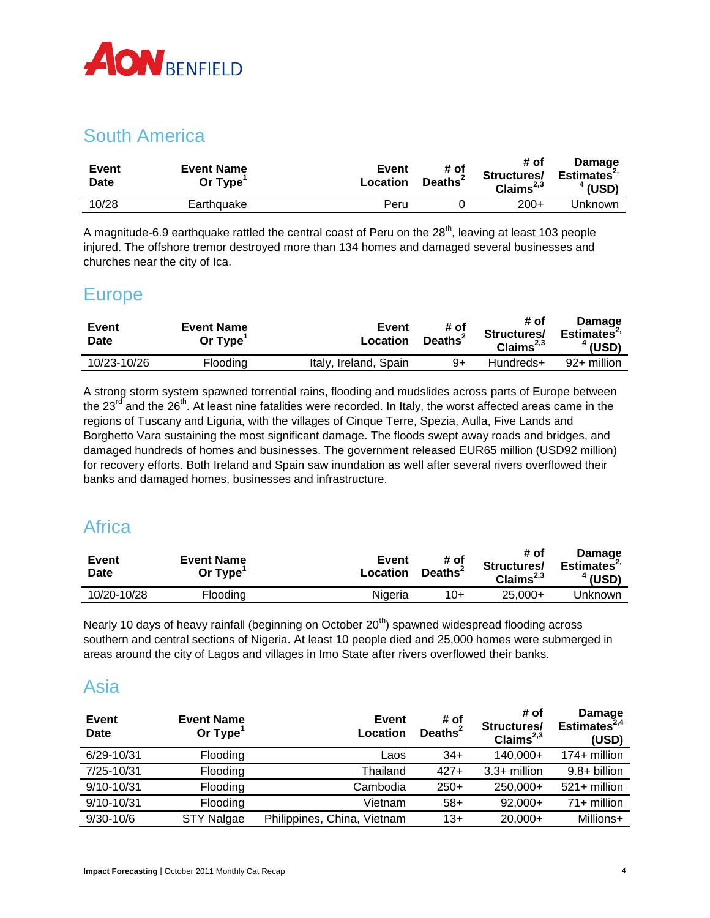## South America

| Event Date | Event Name Or Type[1] | Event Location | # of Deaths[2] | # of Structures/ Claims[2,3] | Damage Estimates[2,4] (USD) |
|---|---|---|---|---|---|
| 10/28 | Earthquake | Peru | 0 | 200+ | Unknown |

A magnitude-6.9 earthquake rattled the central coast of Peru on the 28th, leaving at least 103 people injured. The offshore tremor destroyed more than 134 homes and damaged several businesses and churches near the city of Ica.

## Europe

| Event Date | Event Name Or Type[1] | Event Location | # of Deaths[2] | # of Structures/ Claims[2,3] | Damage Estimates[2,4] (USD) |
|---|---|---|---|---|---|
| 10/23-10/26 | Flooding | Italy, Ireland, Spain | 9+ | Hundreds+ | 92+ million |

A strong storm system spawned torrential rains, flooding and mudslides across parts of Europe between the 23rd and the 26th. At least nine fatalities were recorded. In Italy, the worst affected areas came in the regions of Tuscany and Liguria, with the villages of Cinque Terre, Spezia, Aulla, Five Lands and Borghetto Vara sustaining the most significant damage. The floods swept away roads and bridges, and damaged hundreds of homes and businesses. The government released EUR65 million (USD92 million) for recovery efforts. Both Ireland and Spain saw inundation as well after several rivers overflowed their banks and damaged homes, businesses and infrastructure.

## Africa

| Event Date | Event Name Or Type[1] | Event Location | # of Deaths[2] | # of Structures/ Claims[2,3] | Damage Estimates[2,4] (USD) |
|---|---|---|---|---|---|
| 10/20-10/28 | Flooding | Nigeria | 10+ | 25,000+ | Unknown |

Nearly 10 days of heavy rainfall (beginning on October 20th) spawned widespread flooding across southern and central sections of Nigeria. At least 10 people died and 25,000 homes were submerged in areas around the city of Lagos and villages in Imo State after rivers overflowed their banks.

## Asia

| Event Date | Event Name Or Type[1] | Event Location | # of Deaths[2] | # of Structures/ Claims[2,3] | Damage Estimates[2,4] (USD) |
|---|---|---|---|---|---|
| 6/29-10/31 | Flooding | Laos | 34+ | 140,000+ | 174+ million |
| 7/25-10/31 | Flooding | Thailand | 427+ | 3.3+ million | 9.8+ billion |
| 9/10-10/31 | Flooding | Cambodia | 250+ | 250,000+ | 521+ million |
| 9/10-10/31 | Flooding | Vietnam | 58+ | 92,000+ | 71+ million |
| 9/30-10/6 | STY Nalgae | Philippines, China, Vietnam | 13+ | 20,000+ | Millions+ |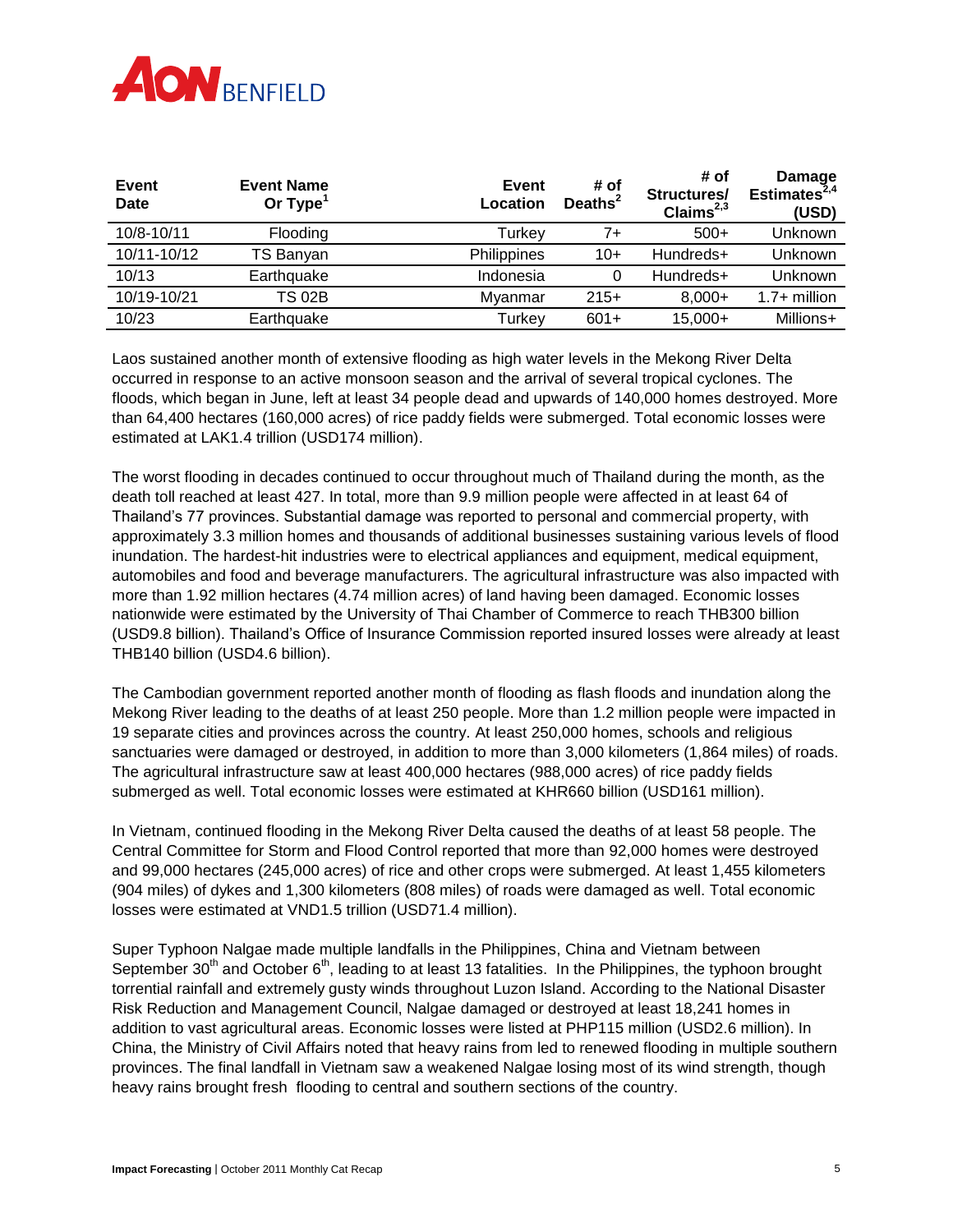| Event Date | Event Name Or Type[1] | Event Location | # of Deaths[2] | # of Structures/ Claims[2,3] | Damage Estimates[2,4] (USD) |
|---|---|---|---|---|---|
| 10/8-10/11 | Flooding | Turkey | 7+ | 500+ | Unknown |
| 10/11-10/12 | TS Banyan | Philippines | 10+ | Hundreds+ | Unknown |
| 10/13 | Earthquake | Indonesia | 0 | Hundreds+ | Unknown |
| 10/19-10/21 | TS 02B | Myanmar | 215+ | 8,000+ | 1.7+ million |
| 10/23 | Earthquake | Turkey | 601+ | 15,000+ | Millions+ |

Laos sustained another month of extensive flooding as high water levels in the Mekong River Delta occurred in response to an active monsoon season and the arrival of several tropical cyclones. The floods, which began in June, left at least 34 people dead and upwards of 140,000 homes destroyed. More than 64,400 hectares (160,000 acres) of rice paddy fields were submerged. Total economic losses were estimated at LAK1.4 trillion (USD174 million).

The worst flooding in decades continued to occur throughout much of Thailand during the month, as the death toll reached at least 427. In total, more than 9.9 million people were affected in at least 64 of Thailand's 77 provinces. Substantial damage was reported to personal and commercial property, with approximately 3.3 million homes and thousands of additional businesses sustaining various levels of flood inundation. The hardest-hit industries were to electrical appliances and equipment, medical equipment, automobiles and food and beverage manufacturers. The agricultural infrastructure was also impacted with more than 1.92 million hectares (4.74 million acres) of land having been damaged. Economic losses nationwide were estimated by the University of Thai Chamber of Commerce to reach THB300 billion (USD9.8 billion). Thailand's Office of Insurance Commission reported insured losses were already at least THB140 billion (USD4.6 billion).

The Cambodian government reported another month of flooding as flash floods and inundation along the Mekong River leading to the deaths of at least 250 people. More than 1.2 million people were impacted in 19 separate cities and provinces across the country. At least 250,000 homes, schools and religious sanctuaries were damaged or destroyed, in addition to more than 3,000 kilometers (1,864 miles) of roads. The agricultural infrastructure saw at least 400,000 hectares (988,000 acres) of rice paddy fields submerged as well. Total economic losses were estimated at KHR660 billion (USD161 million).

In Vietnam, continued flooding in the Mekong River Delta caused the deaths of at least 58 people. The Central Committee for Storm and Flood Control reported that more than 92,000 homes were destroyed and 99,000 hectares (245,000 acres) of rice and other crops were submerged. At least 1,455 kilometers (904 miles) of dykes and 1,300 kilometers (808 miles) of roads were damaged as well. Total economic losses were estimated at VND1.5 trillion (USD71.4 million).

Super Typhoon Nalgae made multiple landfalls in the Philippines, China and Vietnam between September 30th and October 6th, leading to at least 13 fatalities. In the Philippines, the typhoon brought torrential rainfall and extremely gusty winds throughout Luzon Island. According to the National Disaster Risk Reduction and Management Council, Nalgae damaged or destroyed at least 18,241 homes in addition to vast agricultural areas. Economic losses were listed at PHP115 million (USD2.6 million). In China, the Ministry of Civil Affairs noted that heavy rains from led to renewed flooding in multiple southern provinces. The final landfall in Vietnam saw a weakened Nalgae losing most of its wind strength, though heavy rains brought fresh flooding to central and southern sections of the country.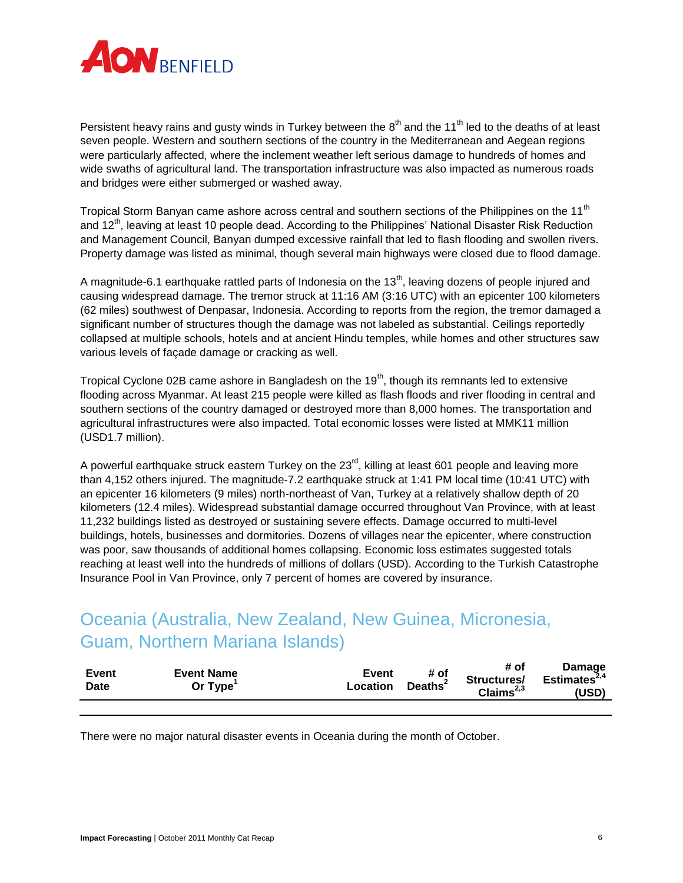Persistent heavy rains and gusty winds in Turkey between the 8th and the 11th led to the deaths of at least seven people. Western and southern sections of the country in the Mediterranean and Aegean regions were particularly affected, where the inclement weather left serious damage to hundreds of homes and wide swaths of agricultural land. The transportation infrastructure was also impacted as numerous roads and bridges were either submerged or washed away.

Tropical Storm Banyan came ashore across central and southern sections of the Philippines on the 11th and 12th, leaving at least 10 people dead. According to the Philippines' National Disaster Risk Reduction and Management Council, Banyan dumped excessive rainfall that led to flash flooding and swollen rivers. Property damage was listed as minimal, though several main highways were closed due to flood damage.

A magnitude-6.1 earthquake rattled parts of Indonesia on the 13th, leaving dozens of people injured and causing widespread damage. The tremor struck at 11:16 AM (3:16 UTC) with an epicenter 100 kilometers (62 miles) southwest of Denpasar, Indonesia. According to reports from the region, the tremor damaged a significant number of structures though the damage was not labeled as substantial. Ceilings reportedly collapsed at multiple schools, hotels and at ancient Hindu temples, while homes and other structures saw various levels of façade damage or cracking as well.

Tropical Cyclone 02B came ashore in Bangladesh on the 19th, though its remnants led to extensive flooding across Myanmar. At least 215 people were killed as flash floods and river flooding in central and southern sections of the country damaged or destroyed more than 8,000 homes. The transportation and agricultural infrastructures were also impacted. Total economic losses were listed at MMK11 million (USD1.7 million).

A powerful earthquake struck eastern Turkey on the 23rd, killing at least 601 people and leaving more than 4,152 others injured. The magnitude-7.2 earthquake struck at 1:41 PM local time (10:41 UTC) with an epicenter 16 kilometers (9 miles) north-northeast of Van, Turkey at a relatively shallow depth of 20 kilometers (12.4 miles). Widespread substantial damage occurred throughout Van Province, with at least 11,232 buildings listed as destroyed or sustaining severe effects. Damage occurred to multi-level buildings, hotels, businesses and dormitories. Dozens of villages near the epicenter, where construction was poor, saw thousands of additional homes collapsing. Economic loss estimates suggested totals reaching at least well into the hundreds of millions of dollars (USD). According to the Turkish Catastrophe Insurance Pool in Van Province, only 7 percent of homes are covered by insurance.

## Oceania (Australia, New Zealand, New Guinea, Micronesia, Guam, Northern Mariana Islands)

| Event Date | Event Name Or Type[1] | Event Location | # of Deaths[2] | # of Structures/ Claims[2,3] | Damage Estimates[2,4] (USD) |
|---|---|---|---|---|---|

There were no major natural disaster events in Oceania during the month of October.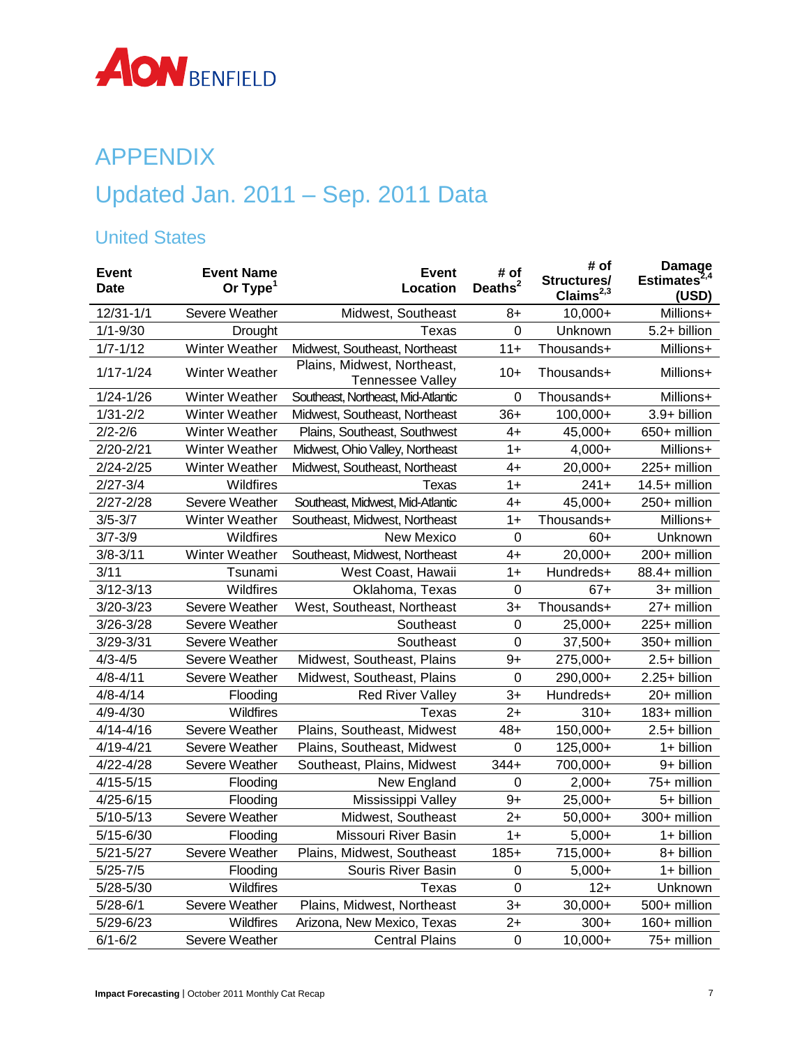# APPENDIX

## Updated Jan. 2011 – Sep. 2011 Data

### United States

| Event Date | Event Name Or Type[1] | Event Location | # of Deaths[2] | # of Structures/ Claims[2,3] | Damage Estimates[2,4] (USD) |
|---|---|---|---|---|---|
| 12/31-1/1 | Severe Weather | Midwest, Southeast | 8+ | 10,000+ | Millions+ |
| 1/1-9/30 | Drought | Texas | 0 | Unknown | 5.2+ billion |
| 1/7-1/12 | Winter Weather | Midwest, Southeast, Northeast | 11+ | Thousands+ | Millions+ |
| 1/17-1/24 | Winter Weather | Plains, Midwest, Northeast, Tennessee Valley | 10+ | Thousands+ | Millions+ |
| 1/24-1/26 | Winter Weather | Southeast, Northeast, Mid-Atlantic | 0 | Thousands+ | Millions+ |
| 1/31-2/2 | Winter Weather | Midwest, Southeast, Northeast | 36+ | 100,000+ | 3.9+ billion |
| 2/2-2/6 | Winter Weather | Plains, Southeast, Southwest | 4+ | 45,000+ | 650+ million |
| 2/20-2/21 | Winter Weather | Midwest, Ohio Valley, Northeast | 1+ | 4,000+ | Millions+ |
| 2/24-2/25 | Winter Weather | Midwest, Southeast, Northeast | 4+ | 20,000+ | 225+ million |
| 2/27-3/4 | Wildfires | Texas | 1+ | 241+ | 14.5+ million |
| 2/27-2/28 | Severe Weather | Southeast, Midwest, Mid-Atlantic | 4+ | 45,000+ | 250+ million |
| 3/5-3/7 | Winter Weather | Southeast, Midwest, Northeast | 1+ | Thousands+ | Millions+ |
| 3/7-3/9 | Wildfires | New Mexico | 0 | 60+ | Unknown |
| 3/8-3/11 | Winter Weather | Southeast, Midwest, Northeast | 4+ | 20,000+ | 200+ million |
| 3/11 | Tsunami | West Coast, Hawaii | 1+ | Hundreds+ | 88.4+ million |
| 3/12-3/13 | Wildfires | Oklahoma, Texas | 0 | 67+ | 3+ million |
| 3/20-3/23 | Severe Weather | West, Southeast, Northeast | 3+ | Thousands+ | 27+ million |
| 3/26-3/28 | Severe Weather | Southeast | 0 | 25,000+ | 225+ million |
| 3/29-3/31 | Severe Weather | Southeast | 0 | 37,500+ | 350+ million |
| 4/3-4/5 | Severe Weather | Midwest, Southeast, Plains | 9+ | 275,000+ | 2.5+ billion |
| 4/8-4/11 | Severe Weather | Midwest, Southeast, Plains | 0 | 290,000+ | 2.25+ billion |
| 4/8-4/14 | Flooding | Red River Valley | 3+ | Hundreds+ | 20+ million |
| 4/9-4/30 | Wildfires | Texas | 2+ | 310+ | 183+ million |
| 4/14-4/16 | Severe Weather | Plains, Southeast, Midwest | 48+ | 150,000+ | 2.5+ billion |
| 4/19-4/21 | Severe Weather | Plains, Southeast, Midwest | 0 | 125,000+ | 1+ billion |
| 4/22-4/28 | Severe Weather | Southeast, Plains, Midwest | 344+ | 700,000+ | 9+ billion |
| 4/15-5/15 | Flooding | New England | 0 | 2,000+ | 75+ million |
| 4/25-6/15 | Flooding | Mississippi Valley | 9+ | 25,000+ | 5+ billion |
| 5/10-5/13 | Severe Weather | Midwest, Southeast | 2+ | 50,000+ | 300+ million |
| 5/15-6/30 | Flooding | Missouri River Basin | 1+ | 5,000+ | 1+ billion |
| 5/21-5/27 | Severe Weather | Plains, Midwest, Southeast | 185+ | 715,000+ | 8+ billion |
| 5/25-7/5 | Flooding | Souris River Basin | 0 | 5,000+ | 1+ billion |
| 5/28-5/30 | Wildfires | Texas | 0 | 12+ | Unknown |
| 5/28-6/1 | Severe Weather | Plains, Midwest, Northeast | 3+ | 30,000+ | 500+ million |
| 5/29-6/23 | Wildfires | Arizona, New Mexico, Texas | 2+ | 300+ | 160+ million |
| 6/1-6/2 | Severe Weather | Central Plains | 0 | 10,000+ | 75+ million |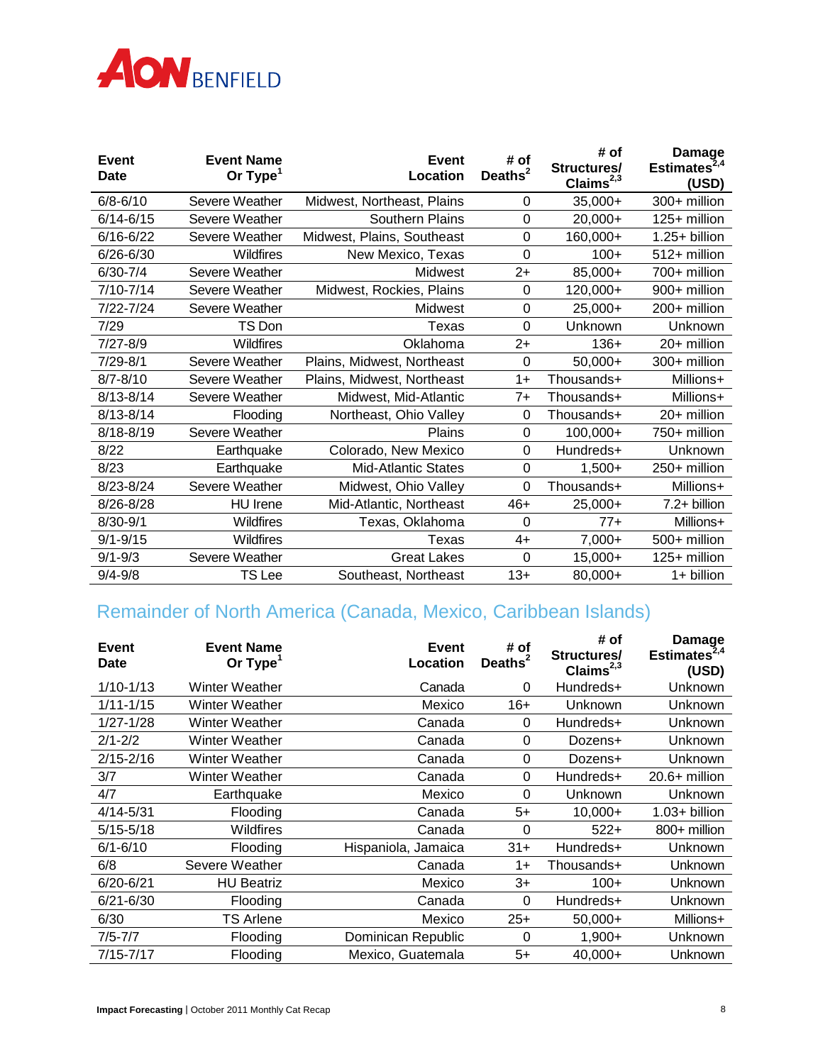| Event Date | Event Name Or Type[1] | Event Location | # of Deaths[2] | # of Structures/ Claims[2,3] | Damage Estimates[2,4] (USD) |
|---|---|---|---|---|---|
| 6/8-6/10 | Severe Weather | Midwest, Northeast, Plains | 0 | 35,000+ | 300+ million |
| 6/14-6/15 | Severe Weather | Southern Plains | 0 | 20,000+ | 125+ million |
| 6/16-6/22 | Severe Weather | Midwest, Plains, Southeast | 0 | 160,000+ | 1.25+ billion |
| 6/26-6/30 | Wildfires | New Mexico, Texas | 0 | 100+ | 512+ million |
| 6/30-7/4 | Severe Weather | Midwest | 2+ | 85,000+ | 700+ million |
| 7/10-7/14 | Severe Weather | Midwest, Rockies, Plains | 0 | 120,000+ | 900+ million |
| 7/22-7/24 | Severe Weather | Midwest | 0 | 25,000+ | 200+ million |
| 7/29 | TS Don | Texas | 0 | Unknown | Unknown |
| 7/27-8/9 | Wildfires | Oklahoma | 2+ | 136+ | 20+ million |
| 7/29-8/1 | Severe Weather | Plains, Midwest, Northeast | 0 | 50,000+ | 300+ million |
| 8/7-8/10 | Severe Weather | Plains, Midwest, Northeast | 1+ | Thousands+ | Millions+ |
| 8/13-8/14 | Severe Weather | Midwest, Mid-Atlantic | 7+ | Thousands+ | Millions+ |
| 8/13-8/14 | Flooding | Northeast, Ohio Valley | 0 | Thousands+ | 20+ million |
| 8/18-8/19 | Severe Weather | Plains | 0 | 100,000+ | 750+ million |
| 8/22 | Earthquake | Colorado, New Mexico | 0 | Hundreds+ | Unknown |
| 8/23 | Earthquake | Mid-Atlantic States | 0 | 1,500+ | 250+ million |
| 8/23-8/24 | Severe Weather | Midwest, Ohio Valley | 0 | Thousands+ | Millions+ |
| 8/26-8/28 | HU Irene | Mid-Atlantic, Northeast | 46+ | 25,000+ | 7.2+ billion |
| 8/30-9/1 | Wildfires | Texas, Oklahoma | 0 | 77+ | Millions+ |
| 9/1-9/15 | Wildfires | Texas | 4+ | 7,000+ | 500+ million |
| 9/1-9/3 | Severe Weather | Great Lakes | 0 | 15,000+ | 125+ million |
| 9/4-9/8 | TS Lee | Southeast, Northeast | 13+ | 80,000+ | 1+ billion |

## Remainder of North America (Canada, Mexico, Caribbean Islands)

| Event Date | Event Name Or Type[1] | Event Location | # of Deaths[2] | # of Structures/ Claims[2,3] | Damage Estimates[2,4] (USD) |
|---|---|---|---|---|---|
| 1/10-1/13 | Winter Weather | Canada | 0 | Hundreds+ | Unknown |
| 1/11-1/15 | Winter Weather | Mexico | 16+ | Unknown | Unknown |
| 1/27-1/28 | Winter Weather | Canada | 0 | Hundreds+ | Unknown |
| 2/1-2/2 | Winter Weather | Canada | 0 | Dozens+ | Unknown |
| 2/15-2/16 | Winter Weather | Canada | 0 | Dozens+ | Unknown |
| 3/7 | Winter Weather | Canada | 0 | Hundreds+ | 20.6+ million |
| 4/7 | Earthquake | Mexico | 0 | Unknown | Unknown |
| 4/14-5/31 | Flooding | Canada | 5+ | 10,000+ | 1.03+ billion |
| 5/15-5/18 | Wildfires | Canada | 0 | 522+ | 800+ million |
| 6/1-6/10 | Flooding | Hispaniola, Jamaica | 31+ | Hundreds+ | Unknown |
| 6/8 | Severe Weather | Canada | 1+ | Thousands+ | Unknown |
| 6/20-6/21 | HU Beatriz | Mexico | 3+ | 100+ | Unknown |
| 6/21-6/30 | Flooding | Canada | 0 | Hundreds+ | Unknown |
| 6/30 | TS Arlene | Mexico | 25+ | 50,000+ | Millions+ |
| 7/5-7/7 | Flooding | Dominican Republic | 0 | 1,900+ | Unknown |
| 7/15-7/17 | Flooding | Mexico, Guatemala | 5+ | 40,000+ | Unknown |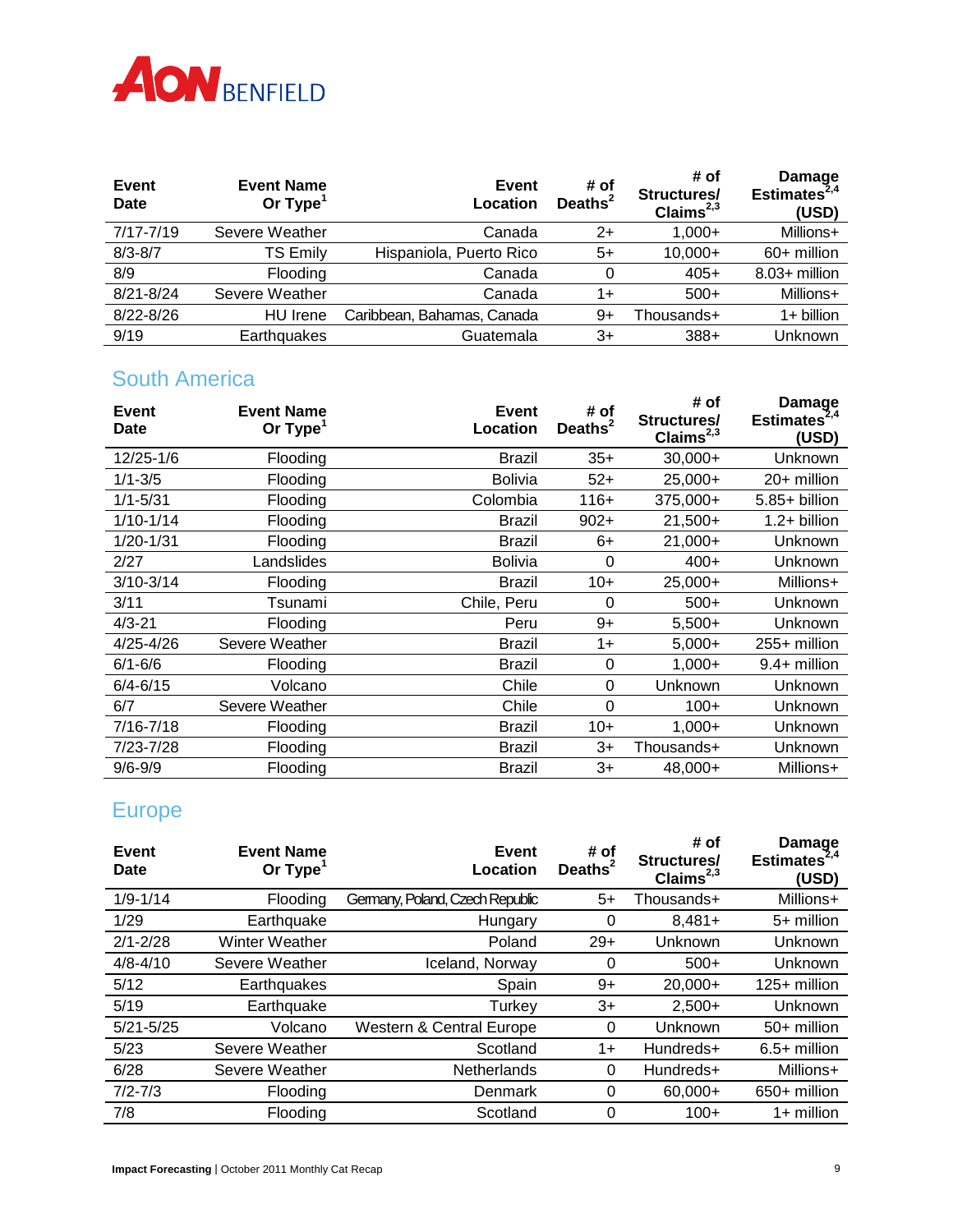| Event Date | Event Name Or Type[1] | Event Location | # of Deaths[2] | # of Structures/ Claims[2,3] | Damage Estimates[2,4] (USD) |
|---|---|---|---|---|---|
| 7/17-7/19 | Severe Weather | Canada | 2+ | 1,000+ | Millions+ |
| 8/3-8/7 | TS Emily | Hispaniola, Puerto Rico | 5+ | 10,000+ | 60+ million |
| 8/9 | Flooding | Canada | 0 | 405+ | 8.03+ million |
| 8/21-8/24 | Severe Weather | Canada | 1+ | 500+ | Millions+ |
| 8/22-8/26 | HU Irene | Caribbean, Bahamas, Canada | 9+ | Thousands+ | 1+ billion |
| 9/19 | Earthquakes | Guatemala | 3+ | 388+ | Unknown |

## South America

| Event Date | Event Name Or Type[1] | Event Location | # of Deaths[2] | # of Structures/ Claims[2,3] | Damage Estimates[2,4] (USD) |
|---|---|---|---|---|---|
| 12/25-1/6 | Flooding | Brazil | 35+ | 30,000+ | Unknown |
| 1/1-3/5 | Flooding | Bolivia | 52+ | 25,000+ | 20+ million |
| 1/1-5/31 | Flooding | Colombia | 116+ | 375,000+ | 5.85+ billion |
| 1/10-1/14 | Flooding | Brazil | 902+ | 21,500+ | 1.2+ billion |
| 1/20-1/31 | Flooding | Brazil | 6+ | 21,000+ | Unknown |
| 2/27 | Landslides | Bolivia | 0 | 400+ | Unknown |
| 3/10-3/14 | Flooding | Brazil | 10+ | 25,000+ | Millions+ |
| 3/11 | Tsunami | Chile, Peru | 0 | 500+ | Unknown |
| 4/3-21 | Flooding | Peru | 9+ | 5,500+ | Unknown |
| 4/25-4/26 | Severe Weather | Brazil | 1+ | 5,000+ | 255+ million |
| 6/1-6/6 | Flooding | Brazil | 0 | 1,000+ | 9.4+ million |
| 6/4-6/15 | Volcano | Chile | 0 | Unknown | Unknown |
| 6/7 | Severe Weather | Chile | 0 | 100+ | Unknown |
| 7/16-7/18 | Flooding | Brazil | 10+ | 1,000+ | Unknown |
| 7/23-7/28 | Flooding | Brazil | 3+ | Thousands+ | Unknown |
| 9/6-9/9 | Flooding | Brazil | 3+ | 48,000+ | Millions+ |

## Europe

| Event Date | Event Name Or Type[1] | Event Location | # of Deaths[2] | # of Structures/ Claims[2,3] | Damage Estimates[2,4] (USD) |
|---|---|---|---|---|---|
| 1/9-1/14 | Flooding | Germany, Poland, Czech Republic | 5+ | Thousands+ | Millions+ |
| 1/29 | Earthquake | Hungary | 0 | 8,481+ | 5+ million |
| 2/1-2/28 | Winter Weather | Poland | 29+ | Unknown | Unknown |
| 4/8-4/10 | Severe Weather | Iceland, Norway | 0 | 500+ | Unknown |
| 5/12 | Earthquakes | Spain | 9+ | 20,000+ | 125+ million |
| 5/19 | Earthquake | Turkey | 3+ | 2,500+ | Unknown |
| 5/21-5/25 | Volcano | Western & Central Europe | 0 | Unknown | 50+ million |
| 5/23 | Severe Weather | Scotland | 1+ | Hundreds+ | 6.5+ million |
| 6/28 | Severe Weather | Netherlands | 0 | Hundreds+ | Millions+ |
| 7/2-7/3 | Flooding | Denmark | 0 | 60,000+ | 650+ million |
| 7/8 | Flooding | Scotland | 0 | 100+ | 1+ million |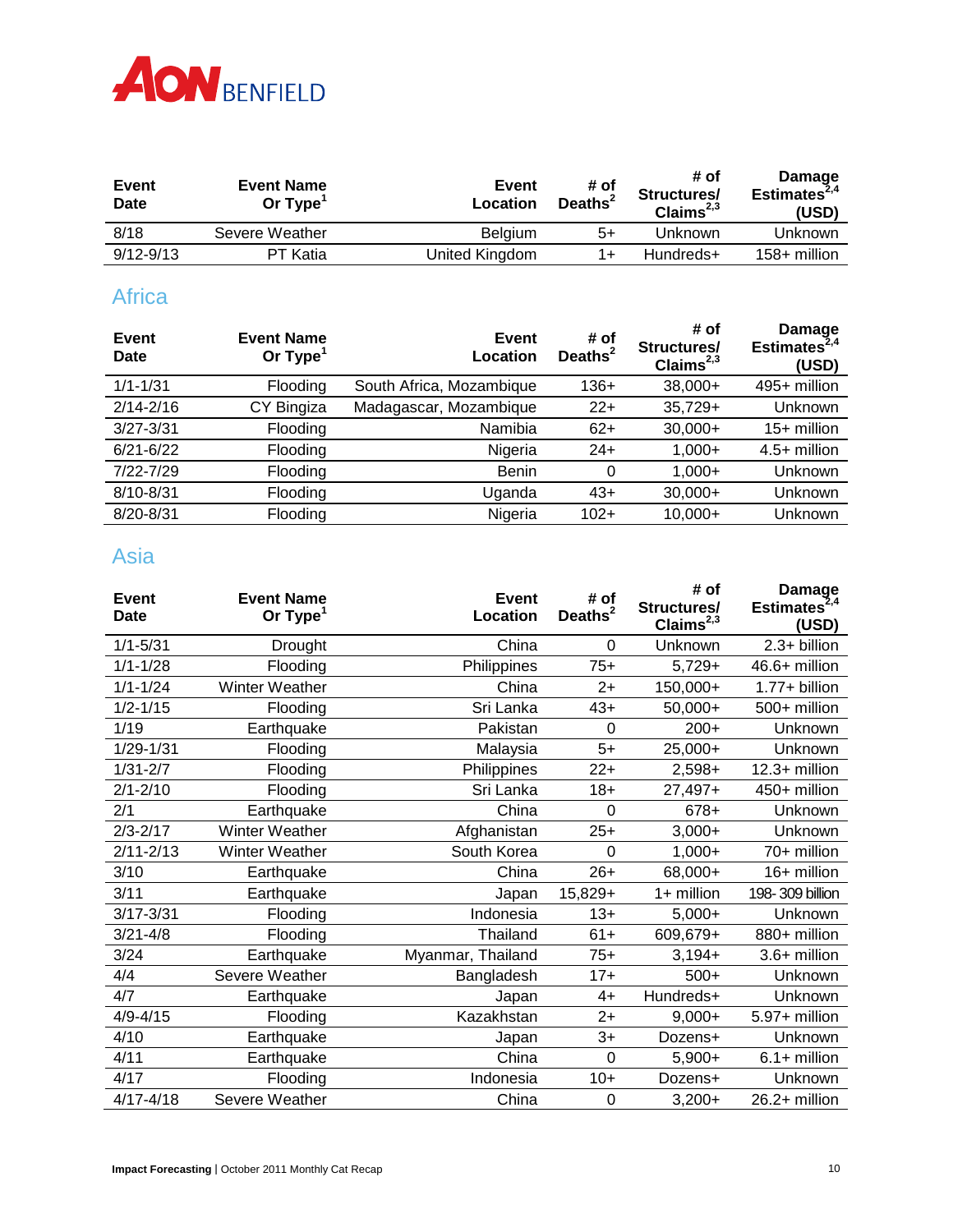| Event Date | Event Name Or Type[1] | Event Location | # of Deaths[2] | # of Structures/ Claims[2,3] | Damage Estimates[2,4] (USD) |
|---|---|---|---|---|---|
| 8/18 | Severe Weather | Belgium | 5+ | Unknown | Unknown |
| 9/12-9/13 | PT Katia | United Kingdom | 1+ | Hundreds+ | 158+ million |

## Africa

| Event Date | Event Name Or Type[1] | Event Location | # of Deaths[2] | # of Structures/ Claims[2,3] | Damage Estimates[2,4] (USD) |
|---|---|---|---|---|---|
| 1/1-1/31 | Flooding | South Africa, Mozambique | 136+ | 38,000+ | 495+ million |
| 2/14-2/16 | CY Bingiza | Madagascar, Mozambique | 22+ | 35,729+ | Unknown |
| 3/27-3/31 | Flooding | Namibia | 62+ | 30,000+ | 15+ million |
| 6/21-6/22 | Flooding | Nigeria | 24+ | 1,000+ | 4.5+ million |
| 7/22-7/29 | Flooding | Benin | 0 | 1,000+ | Unknown |
| 8/10-8/31 | Flooding | Uganda | 43+ | 30,000+ | Unknown |
| 8/20-8/31 | Flooding | Nigeria | 102+ | 10,000+ | Unknown |

## Asia

| Event Date | Event Name Or Type[1] | Event Location | # of Deaths[2] | # of Structures/ Claims[2,3] | Damage Estimates[2,4] (USD) |
|---|---|---|---|---|---|
| 1/1-5/31 | Drought | China | 0 | Unknown | 2.3+ billion |
| 1/1-1/28 | Flooding | Philippines | 75+ | 5,729+ | 46.6+ million |
| 1/1-1/24 | Winter Weather | China | 2+ | 150,000+ | 1.77+ billion |
| 1/2-1/15 | Flooding | Sri Lanka | 43+ | 50,000+ | 500+ million |
| 1/19 | Earthquake | Pakistan | 0 | 200+ | Unknown |
| 1/29-1/31 | Flooding | Malaysia | 5+ | 25,000+ | Unknown |
| 1/31-2/7 | Flooding | Philippines | 22+ | 2,598+ | 12.3+ million |
| 2/1-2/10 | Flooding | Sri Lanka | 18+ | 27,497+ | 450+ million |
| 2/1 | Earthquake | China | 0 | 678+ | Unknown |
| 2/3-2/17 | Winter Weather | Afghanistan | 25+ | 3,000+ | Unknown |
| 2/11-2/13 | Winter Weather | South Korea | 0 | 1,000+ | 70+ million |
| 3/10 | Earthquake | China | 26+ | 68,000+ | 16+ million |
| 3/11 | Earthquake | Japan | 15,829+ | 1+ million | 198-309 billion |
| 3/17-3/31 | Flooding | Indonesia | 13+ | 5,000+ | Unknown |
| 3/21-4/8 | Flooding | Thailand | 61+ | 609,679+ | 880+ million |
| 3/24 | Earthquake | Myanmar, Thailand | 75+ | 3,194+ | 3.6+ million |
| 4/4 | Severe Weather | Bangladesh | 17+ | 500+ | Unknown |
| 4/7 | Earthquake | Japan | 4+ | Hundreds+ | Unknown |
| 4/9-4/15 | Flooding | Kazakhstan | 2+ | 9,000+ | 5.97+ million |
| 4/10 | Earthquake | Japan | 3+ | Dozens+ | Unknown |
| 4/11 | Earthquake | China | 0 | 5,900+ | 6.1+ million |
| 4/17 | Flooding | Indonesia | 10+ | Dozens+ | Unknown |
| 4/17-4/18 | Severe Weather | China | 0 | 3,200+ | 26.2+ million |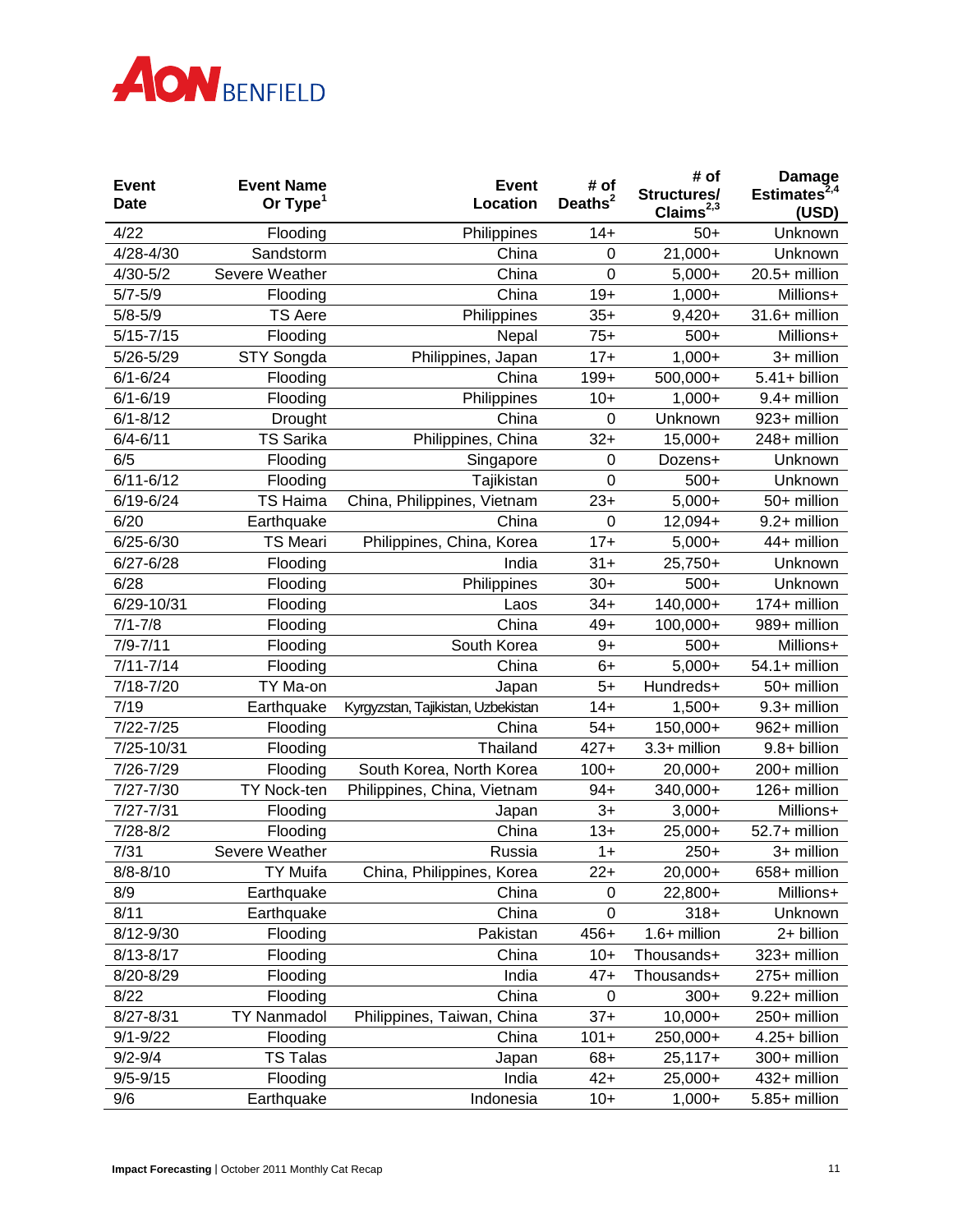| Event Date | Event Name Or Type[1] | Event Location | # of Deaths[2] | # of Structures/ Claims[2,3] | Damage Estimates[2,4] (USD) |
|---|---|---|---|---|---|
| 4/22 | Flooding | Philippines | 14+ | 50+ | Unknown |
| 4/28-4/30 | Sandstorm | China | 0 | 21,000+ | Unknown |
| 4/30-5/2 | Severe Weather | China | 0 | 5,000+ | 20.5+ million |
| 5/7-5/9 | Flooding | China | 19+ | 1,000+ | Millions+ |
| 5/8-5/9 | TS Aere | Philippines | 35+ | 9,420+ | 31.6+ million |
| 5/15-7/15 | Flooding | Nepal | 75+ | 500+ | Millions+ |
| 5/26-5/29 | STY Songda | Philippines, Japan | 17+ | 1,000+ | 3+ million |
| 6/1-6/24 | Flooding | China | 199+ | 500,000+ | 5.41+ billion |
| 6/1-6/19 | Flooding | Philippines | 10+ | 1,000+ | 9.4+ million |
| 6/1-8/12 | Drought | China | 0 | Unknown | 923+ million |
| 6/4-6/11 | TS Sarika | Philippines, China | 32+ | 15,000+ | 248+ million |
| 6/5 | Flooding | Singapore | 0 | Dozens+ | Unknown |
| 6/11-6/12 | Flooding | Tajikistan | 0 | 500+ | Unknown |
| 6/19-6/24 | TS Haima | China, Philippines, Vietnam | 23+ | 5,000+ | 50+ million |
| 6/20 | Earthquake | China | 0 | 12,094+ | 9.2+ million |
| 6/25-6/30 | TS Meari | Philippines, China, Korea | 17+ | 5,000+ | 44+ million |
| 6/27-6/28 | Flooding | India | 31+ | 25,750+ | Unknown |
| 6/28 | Flooding | Philippines | 30+ | 500+ | Unknown |
| 6/29-10/31 | Flooding | Laos | 34+ | 140,000+ | 174+ million |
| 7/1-7/8 | Flooding | China | 49+ | 100,000+ | 989+ million |
| 7/9-7/11 | Flooding | South Korea | 9+ | 500+ | Millions+ |
| 7/11-7/14 | Flooding | China | 6+ | 5,000+ | 54.1+ million |
| 7/18-7/20 | TY Ma-on | Japan | 5+ | Hundreds+ | 50+ million |
| 7/19 | Earthquake | Kyrgyzstan, Tajikistan, Uzbekistan | 14+ | 1,500+ | 9.3+ million |
| 7/22-7/25 | Flooding | China | 54+ | 150,000+ | 962+ million |
| 7/25-10/31 | Flooding | Thailand | 427+ | 3.3+ million | 9.8+ billion |
| 7/26-7/29 | Flooding | South Korea, North Korea | 100+ | 20,000+ | 200+ million |
| 7/27-7/30 | TY Nock-ten | Philippines, China, Vietnam | 94+ | 340,000+ | 126+ million |
| 7/27-7/31 | Flooding | Japan | 3+ | 3,000+ | Millions+ |
| 7/28-8/2 | Flooding | China | 13+ | 25,000+ | 52.7+ million |
| 7/31 | Severe Weather | Russia | 1+ | 250+ | 3+ million |
| 8/8-8/10 | TY Muifa | China, Philippines, Korea | 22+ | 20,000+ | 658+ million |
| 8/9 | Earthquake | China | 0 | 22,800+ | Millions+ |
| 8/11 | Earthquake | China | 0 | 318+ | Unknown |
| 8/12-9/30 | Flooding | Pakistan | 456+ | 1.6+ million | 2+ billion |
| 8/13-8/17 | Flooding | China | 10+ | Thousands+ | 323+ million |
| 8/20-8/29 | Flooding | India | 47+ | Thousands+ | 275+ million |
| 8/22 | Flooding | China | 0 | 300+ | 9.22+ million |
| 8/27-8/31 | TY Nanmadol | Philippines, Taiwan, China | 37+ | 10,000+ | 250+ million |
| 9/1-9/22 | Flooding | China | 101+ | 250,000+ | 4.25+ billion |
| 9/2-9/4 | TS Talas | Japan | 68+ | 25,117+ | 300+ million |
| 9/5-9/15 | Flooding | India | 42+ | 25,000+ | 432+ million |
| 9/6 | Earthquake | Indonesia | 10+ | 1,000+ | 5.85+ million |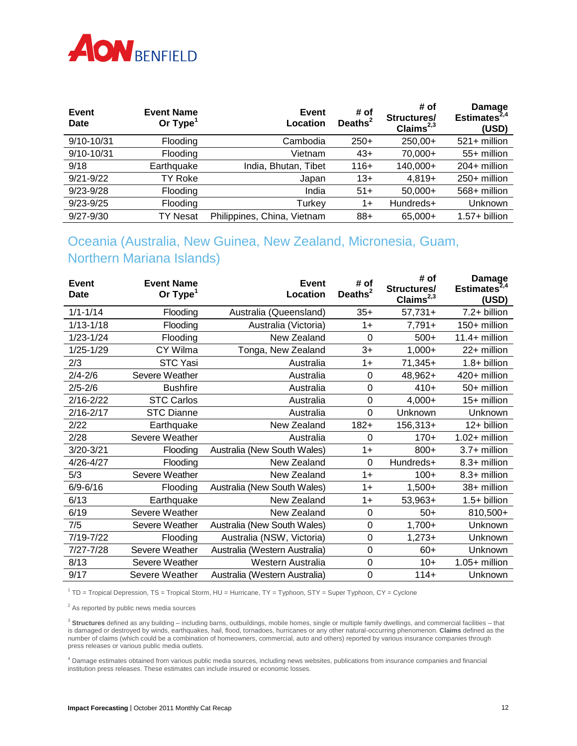| Event Date | Event Name Or Type[1] | Event Location | # of Deaths[2] | # of Structures/ Claims[2,3] | Damage Estimates[2,4] (USD) |
|---|---|---|---|---|---|
| 9/10-10/31 | Flooding | Cambodia | 250+ | 250,00+ | 521+ million |
| 9/10-10/31 | Flooding | Vietnam | 43+ | 70,000+ | 55+ million |
| 9/18 | Earthquake | India, Bhutan, Tibet | 116+ | 140,000+ | 204+ million |
| 9/21-9/22 | TY Roke | Japan | 13+ | 4,819+ | 250+ million |
| 9/23-9/28 | Flooding | India | 51+ | 50,000+ | 568+ million |
| 9/23-9/25 | Flooding | Turkey | 1+ | Hundreds+ | Unknown |
| 9/27-9/30 | TY Nesat | Philippines, China, Vietnam | 88+ | 65,000+ | 1.57+ billion |

## Oceania (Australia, New Guinea, New Zealand, Micronesia, Guam, Northern Mariana Islands)

| Event Date | Event Name Or Type[1] | Event Location | # of Deaths[2] | # of Structures/ Claims[2,3] | Damage Estimates[2,4] (USD) |
|---|---|---|---|---|---|
| 1/1-1/14 | Flooding | Australia (Queensland) | 35+ | 57,731+ | 7.2+ billion |
| 1/13-1/18 | Flooding | Australia (Victoria) | 1+ | 7,791+ | 150+ million |
| 1/23-1/24 | Flooding | New Zealand | 0 | 500+ | 11.4+ million |
| 1/25-1/29 | CY Wilma | Tonga, New Zealand | 3+ | 1,000+ | 22+ million |
| 2/3 | STC Yasi | Australia | 1+ | 71,345+ | 1.8+ billion |
| 2/4-2/6 | Severe Weather | Australia | 0 | 48,962+ | 420+ million |
| 2/5-2/6 | Bushfire | Australia | 0 | 410+ | 50+ million |
| 2/16-2/22 | STC Carlos | Australia | 0 | 4,000+ | 15+ million |
| 2/16-2/17 | STC Dianne | Australia | 0 | Unknown | Unknown |
| 2/22 | Earthquake | New Zealand | 182+ | 156,313+ | 12+ billion |
| 2/28 | Severe Weather | Australia | 0 | 170+ | 1.02+ million |
| 3/20-3/21 | Flooding | Australia (New South Wales) | 1+ | 800+ | 3.7+ million |
| 4/26-4/27 | Flooding | New Zealand | 0 | Hundreds+ | 8.3+ million |
| 5/3 | Severe Weather | New Zealand | 1+ | 100+ | 8.3+ million |
| 6/9-6/16 | Flooding | Australia (New South Wales) | 1+ | 1,500+ | 38+ million |
| 6/13 | Earthquake | New Zealand | 1+ | 53,963+ | 1.5+ billion |
| 6/19 | Severe Weather | New Zealand | 0 | 50+ | 810,500+ |
| 7/5 | Severe Weather | Australia (New South Wales) | 0 | 1,700+ | Unknown |
| 7/19-7/22 | Flooding | Australia (NSW, Victoria) | 0 | 1,273+ | Unknown |
| 7/27-7/28 | Severe Weather | Australia (Western Australia) | 0 | 60+ | Unknown |
| 8/13 | Severe Weather | Western Australia | 0 | 10+ | 1.05+ million |
| 9/17 | Severe Weather | Australia (Western Australia) | 0 | 114+ | Unknown |

[1] TD = Tropical Depression, TS = Tropical Storm, HU = Hurricane, TY = Typhoon, STY = Super Typhoon, CY = Cyclone

[2] As reported by public news media sources

[3] **Structures** defined as any building – including barns, outbuildings, mobile homes, single or multiple family dwellings, and commercial facilities – that is damaged or destroyed by winds, earthquakes, hail, flood, tornadoes, hurricanes or any other natural-occurring phenomenon. **Claims** defined as the number of claims (which could be a combination of homeowners, commercial, auto and others) reported by various insurance companies through press releases or various public media outlets.

[4] Damage estimates obtained from various public media sources, including news websites, publications from insurance companies and financial institution press releases. These estimates can include insured or economic losses.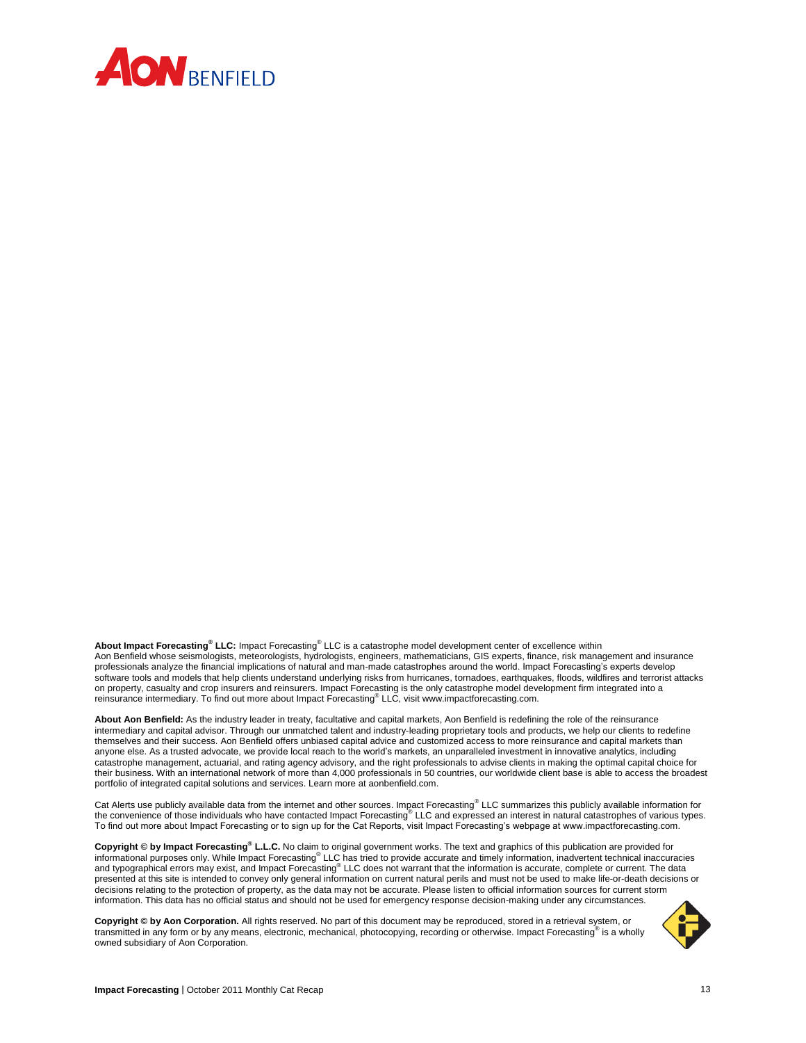**About Impact Forecasting® LLC:** Impact Forecasting® LLC is a catastrophe model development center of excellence within Aon Benfield whose seismologists, meteorologists, hydrologists, engineers, mathematicians, GIS experts, finance, risk management and insurance professionals analyze the financial implications of natural and man-made catastrophes around the world. Impact Forecasting's experts develop software tools and models that help clients understand underlying risks from hurricanes, tornadoes, earthquakes, floods, wildfires and terrorist attacks on property, casualty and crop insurers and reinsurers. Impact Forecasting is the only catastrophe model development firm integrated into a reinsurance intermediary. To find out more about Impact Forecasting® LLC, visit www.impactforecasting.com.

**About Aon Benfield:** As the industry leader in treaty, facultative and capital markets, Aon Benfield is redefining the role of the reinsurance intermediary and capital advisor. Through our unmatched talent and industry-leading proprietary tools and products, we help our clients to redefine themselves and their success. Aon Benfield offers unbiased capital advice and customized access to more reinsurance and capital markets than anyone else. As a trusted advocate, we provide local reach to the world's markets, an unparalleled investment in innovative analytics, including catastrophe management, actuarial, and rating agency advisory, and the right professionals to advise clients in making the optimal capital choice for their business. With an international network of more than 4,000 professionals in 50 countries, our worldwide client base is able to access the broadest portfolio of integrated capital solutions and services. Learn more at aonbenfield.com.

Cat Alerts use publicly available data from the internet and other sources. Impact Forecasting® LLC summarizes this publicly available information for the convenience of those individuals who have contacted Impact Forecasting® LLC and expressed an interest in natural catastrophes of various types. To find out more about Impact Forecasting or to sign up for the Cat Reports, visit Impact Forecasting's webpage at www.impactforecasting.com.

**Copyright © by Impact Forecasting® L.L.C.** No claim to original government works. The text and graphics of this publication are provided for informational purposes only. While Impact Forecasting® LLC has tried to provide accurate and timely information, inadvertent technical inaccuracies and typographical errors may exist, and Impact Forecasting® LLC does not warrant that the information is accurate, complete or current. The data presented at this site is intended to convey only general information on current natural perils and must not be used to make life-or-death decisions or decisions relating to the protection of property, as the data may not be accurate. Please listen to official information sources for current storm information. This data has no official status and should not be used for emergency response decision-making under any circumstances.

**Copyright © by Aon Corporation.** All rights reserved. No part of this document may be reproduced, stored in a retrieval system, or transmitted in any form or by any means, electronic, mechanical, photocopying, recording or otherwise. Impact Forecasting® is a wholly owned subsidiary of Aon Corporation.